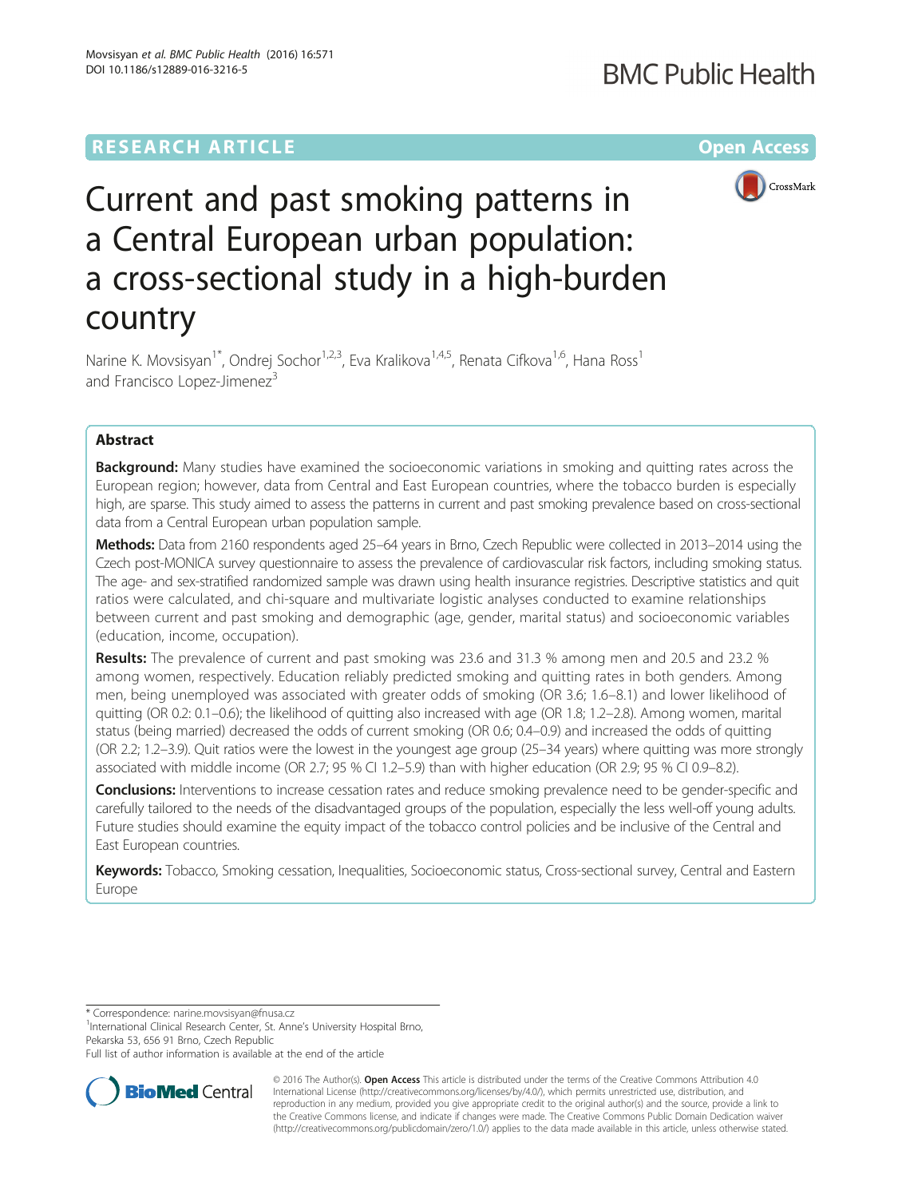RESEARCH ARTICLE

Open Access

# Current and past smoking patterns in a Central European urban population: a cross-sectional study in a high-burden country

Narine K. Movsisyan[1*], Ondrej Sochor[1,2,3], Eva Kralikova[1,4,5], Renata Cifkova[1,6], Hana Ross[1] and Francisco Lopez-Jimenez[3]

## Abstract

**Background:** Many studies have examined the socioeconomic variations in smoking and quitting rates across the European region; however, data from Central and East European countries, where the tobacco burden is especially high, are sparse. This study aimed to assess the patterns in current and past smoking prevalence based on cross-sectional data from a Central European urban population sample.

**Methods:** Data from 2160 respondents aged 25–64 years in Brno, Czech Republic were collected in 2013–2014 using the Czech post-MONICA survey questionnaire to assess the prevalence of cardiovascular risk factors, including smoking status. The age- and sex-stratified randomized sample was drawn using health insurance registries. Descriptive statistics and quit ratios were calculated, and chi-square and multivariate logistic analyses conducted to examine relationships between current and past smoking and demographic (age, gender, marital status) and socioeconomic variables (education, income, occupation).

**Results:** The prevalence of current and past smoking was 23.6 and 31.3 % among men and 20.5 and 23.2 % among women, respectively. Education reliably predicted smoking and quitting rates in both genders. Among men, being unemployed was associated with greater odds of smoking (OR 3.6; 1.6–8.1) and lower likelihood of quitting (OR 0.2: 0.1–0.6); the likelihood of quitting also increased with age (OR 1.8; 1.2–2.8). Among women, marital status (being married) decreased the odds of current smoking (OR 0.6; 0.4–0.9) and increased the odds of quitting (OR 2.2; 1.2–3.9). Quit ratios were the lowest in the youngest age group (25–34 years) where quitting was more strongly associated with middle income (OR 2.7; 95 % CI 1.2–5.9) than with higher education (OR 2.9; 95 % CI 0.9–8.2).

**Conclusions:** Interventions to increase cessation rates and reduce smoking prevalence need to be gender-specific and carefully tailored to the needs of the disadvantaged groups of the population, especially the less well-off young adults. Future studies should examine the equity impact of the tobacco control policies and be inclusive of the Central and East European countries.

**Keywords:** Tobacco, Smoking cessation, Inequalities, Socioeconomic status, Cross-sectional survey, Central and Eastern Europe

---

\* Correspondence: narine.movsisyan@fnusa.cz

[1]International Clinical Research Center, St. Anne's University Hospital Brno, Pekarska 53, 656 91 Brno, Czech Republic

Full list of author information is available at the end of the article

© 2016 The Author(s). **Open Access** This article is distributed under the terms of the Creative Commons Attribution 4.0 International License (http://creativecommons.org/licenses/by/4.0/), which permits unrestricted use, distribution, and reproduction in any medium, provided you give appropriate credit to the original author(s) and the source, provide a link to the Creative Commons license, and indicate if changes were made. The Creative Commons Public Domain Dedication waiver (http://creativecommons.org/publicdomain/zero/1.0/) applies to the data made available in this article, unless otherwise stated.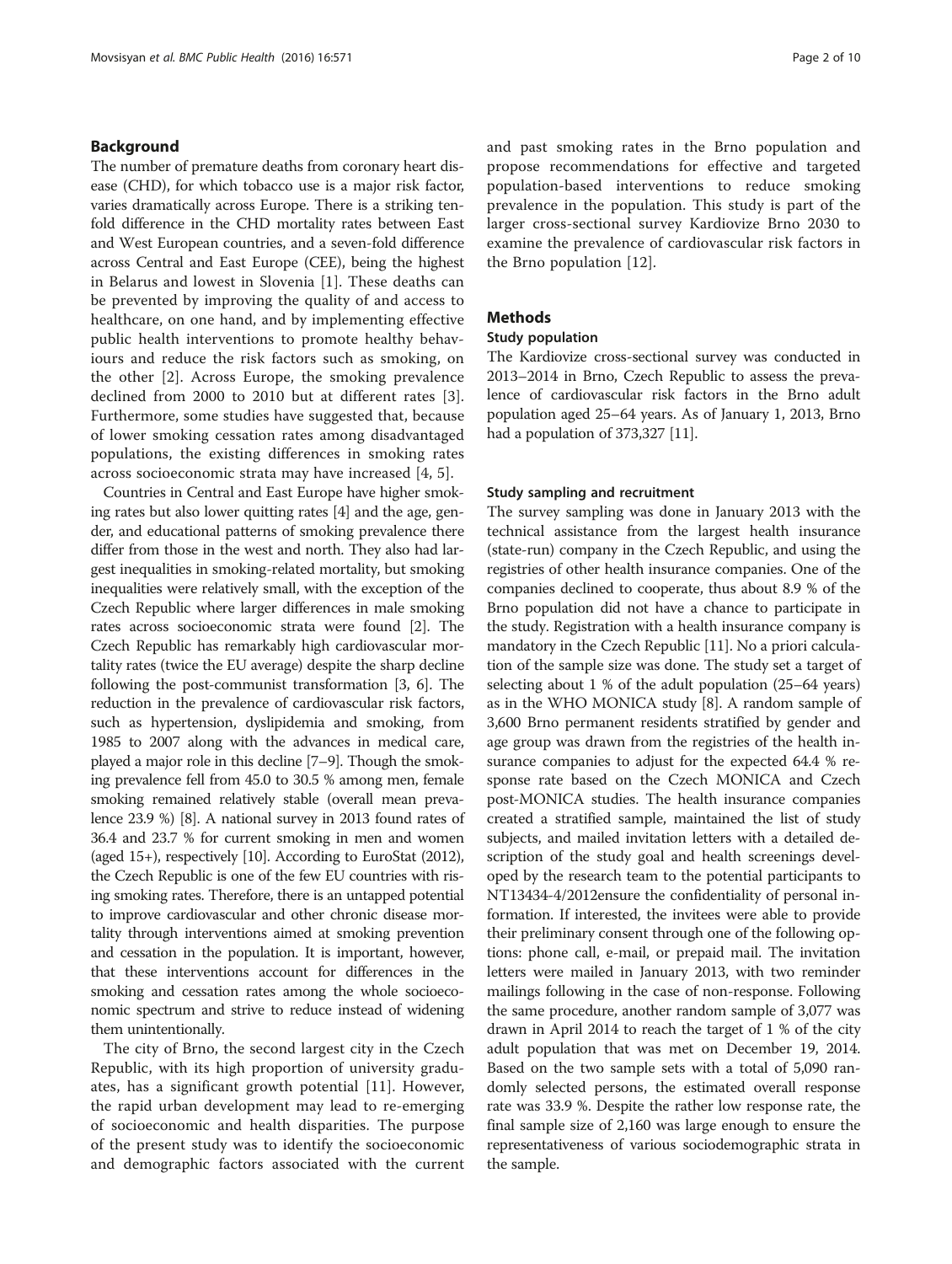## Background

The number of premature deaths from coronary heart disease (CHD), for which tobacco use is a major risk factor, varies dramatically across Europe. There is a striking ten-fold difference in the CHD mortality rates between East and West European countries, and a seven-fold difference across Central and East Europe (CEE), being the highest in Belarus and lowest in Slovenia [1]. These deaths can be prevented by improving the quality of and access to healthcare, on one hand, and by implementing effective public health interventions to promote healthy behaviours and reduce the risk factors such as smoking, on the other [2]. Across Europe, the smoking prevalence declined from 2000 to 2010 but at different rates [3]. Furthermore, some studies have suggested that, because of lower smoking cessation rates among disadvantaged populations, the existing differences in smoking rates across socioeconomic strata may have increased [4, 5].

Countries in Central and East Europe have higher smoking rates but also lower quitting rates [4] and the age, gender, and educational patterns of smoking prevalence there differ from those in the west and north. They also had largest inequalities in smoking-related mortality, but smoking inequalities were relatively small, with the exception of the Czech Republic where larger differences in male smoking rates across socioeconomic strata were found [2]. The Czech Republic has remarkably high cardiovascular mortality rates (twice the EU average) despite the sharp decline following the post-communist transformation [3, 6]. The reduction in the prevalence of cardiovascular risk factors, such as hypertension, dyslipidemia and smoking, from 1985 to 2007 along with the advances in medical care, played a major role in this decline [7–9]. Though the smoking prevalence fell from 45.0 to 30.5 % among men, female smoking remained relatively stable (overall mean prevalence 23.9 %) [8]. A national survey in 2013 found rates of 36.4 and 23.7 % for current smoking in men and women (aged 15+), respectively [10]. According to EuroStat (2012), the Czech Republic is one of the few EU countries with rising smoking rates. Therefore, there is an untapped potential to improve cardiovascular and other chronic disease mortality through interventions aimed at smoking prevention and cessation in the population. It is important, however, that these interventions account for differences in the smoking and cessation rates among the whole socioeconomic spectrum and strive to reduce instead of widening them unintentionally.

The city of Brno, the second largest city in the Czech Republic, with its high proportion of university graduates, has a significant growth potential [11]. However, the rapid urban development may lead to re-emerging of socioeconomic and health disparities. The purpose of the present study was to identify the socioeconomic and demographic factors associated with the current and past smoking rates in the Brno population and propose recommendations for effective and targeted population-based interventions to reduce smoking prevalence in the population. This study is part of the larger cross-sectional survey Kardiovize Brno 2030 to examine the prevalence of cardiovascular risk factors in the Brno population [12].

## Methods

### Study population

The Kardiovize cross-sectional survey was conducted in 2013–2014 in Brno, Czech Republic to assess the prevalence of cardiovascular risk factors in the Brno adult population aged 25–64 years. As of January 1, 2013, Brno had a population of 373,327 [11].

### Study sampling and recruitment

The survey sampling was done in January 2013 with the technical assistance from the largest health insurance (state-run) company in the Czech Republic, and using the registries of other health insurance companies. One of the companies declined to cooperate, thus about 8.9 % of the Brno population did not have a chance to participate in the study. Registration with a health insurance company is mandatory in the Czech Republic [11]. No a priori calculation of the sample size was done. The study set a target of selecting about 1 % of the adult population (25–64 years) as in the WHO MONICA study [8]. A random sample of 3,600 Brno permanent residents stratified by gender and age group was drawn from the registries of the health insurance companies to adjust for the expected 64.4 % response rate based on the Czech MONICA and Czech post-MONICA studies. The health insurance companies created a stratified sample, maintained the list of study subjects, and mailed invitation letters with a detailed description of the study goal and health screenings developed by the research team to the potential participants to NT13434-4/2012ensure the confidentiality of personal information. If interested, the invitees were able to provide their preliminary consent through one of the following options: phone call, e-mail, or prepaid mail. The invitation letters were mailed in January 2013, with two reminder mailings following in the case of non-response. Following the same procedure, another random sample of 3,077 was drawn in April 2014 to reach the target of 1 % of the city adult population that was met on December 19, 2014. Based on the two sample sets with a total of 5,090 randomly selected persons, the estimated overall response rate was 33.9 %. Despite the rather low response rate, the final sample size of 2,160 was large enough to ensure the representativeness of various sociodemographic strata in the sample.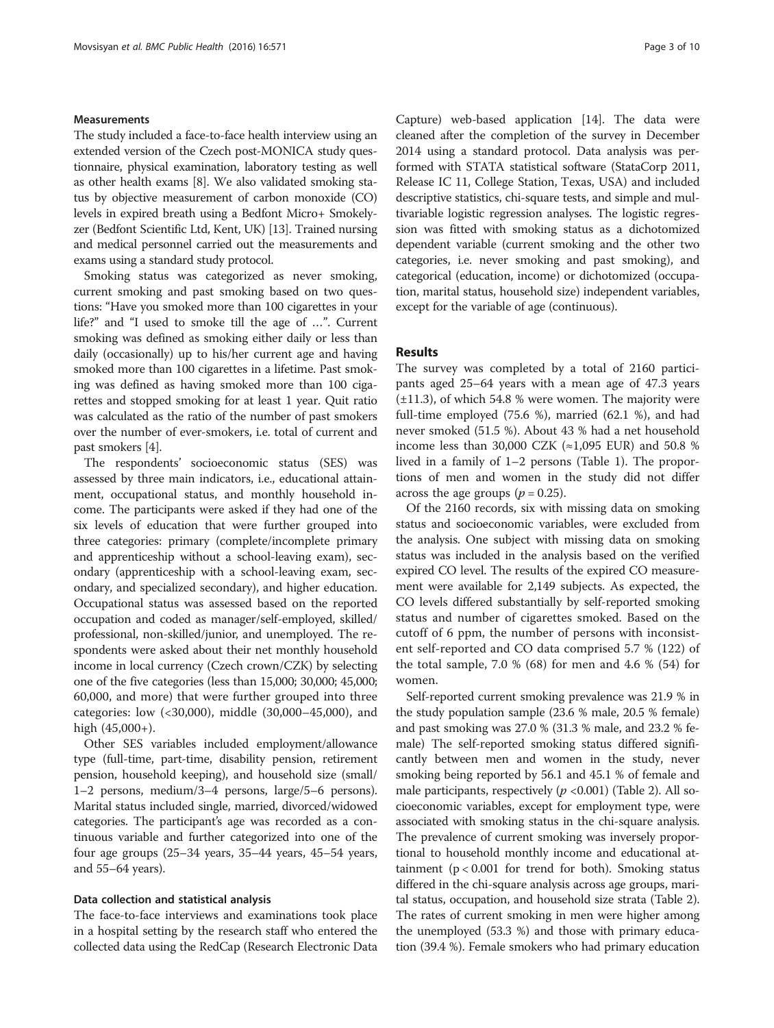### Measurements

The study included a face-to-face health interview using an extended version of the Czech post-MONICA study questionnaire, physical examination, laboratory testing as well as other health exams [8]. We also validated smoking status by objective measurement of carbon monoxide (CO) levels in expired breath using a Bedfont Micro+ Smokelyzer (Bedfont Scientific Ltd, Kent, UK) [13]. Trained nursing and medical personnel carried out the measurements and exams using a standard study protocol.

Smoking status was categorized as never smoking, current smoking and past smoking based on two questions: "Have you smoked more than 100 cigarettes in your life?" and "I used to smoke till the age of …". Current smoking was defined as smoking either daily or less than daily (occasionally) up to his/her current age and having smoked more than 100 cigarettes in a lifetime. Past smoking was defined as having smoked more than 100 cigarettes and stopped smoking for at least 1 year. Quit ratio was calculated as the ratio of the number of past smokers over the number of ever-smokers, i.e. total of current and past smokers [4].

The respondents' socioeconomic status (SES) was assessed by three main indicators, i.e., educational attainment, occupational status, and monthly household income. The participants were asked if they had one of the six levels of education that were further grouped into three categories: primary (complete/incomplete primary and apprenticeship without a school-leaving exam), secondary (apprenticeship with a school-leaving exam, secondary, and specialized secondary), and higher education. Occupational status was assessed based on the reported occupation and coded as manager/self-employed, skilled/professional, non-skilled/junior, and unemployed. The respondents were asked about their net monthly household income in local currency (Czech crown/CZK) by selecting one of the five categories (less than 15,000; 30,000; 45,000; 60,000, and more) that were further grouped into three categories: low (<30,000), middle (30,000–45,000), and high (45,000+).

Other SES variables included employment/allowance type (full-time, part-time, disability pension, retirement pension, household keeping), and household size (small/1–2 persons, medium/3–4 persons, large/5–6 persons). Marital status included single, married, divorced/widowed categories. The participant's age was recorded as a continuous variable and further categorized into one of the four age groups (25–34 years, 35–44 years, 45–54 years, and 55–64 years).

### Data collection and statistical analysis

The face-to-face interviews and examinations took place in a hospital setting by the research staff who entered the collected data using the RedCap (Research Electronic Data Capture) web-based application [14]. The data were cleaned after the completion of the survey in December 2014 using a standard protocol. Data analysis was performed with STATA statistical software (StataCorp 2011, Release IC 11, College Station, Texas, USA) and included descriptive statistics, chi-square tests, and simple and multivariable logistic regression analyses. The logistic regression was fitted with smoking status as a dichotomized dependent variable (current smoking and the other two categories, i.e. never smoking and past smoking), and categorical (education, income) or dichotomized (occupation, marital status, household size) independent variables, except for the variable of age (continuous).

## Results

The survey was completed by a total of 2160 participants aged 25–64 years with a mean age of 47.3 years (±11.3), of which 54.8 % were women. The majority were full-time employed (75.6 %), married (62.1 %), and had never smoked (51.5 %). About 43 % had a net household income less than 30,000 CZK (≈1,095 EUR) and 50.8 % lived in a family of 1–2 persons (Table 1). The proportions of men and women in the study did not differ across the age groups ($p = 0.25$).

Of the 2160 records, six with missing data on smoking status and socioeconomic variables, were excluded from the analysis. One subject with missing data on smoking status was included in the analysis based on the verified expired CO level. The results of the expired CO measurement were available for 2,149 subjects. As expected, the CO levels differed substantially by self-reported smoking status and number of cigarettes smoked. Based on the cutoff of 6 ppm, the number of persons with inconsistent self-reported and CO data comprised 5.7 % (122) of the total sample, 7.0 % (68) for men and 4.6 % (54) for women.

Self-reported current smoking prevalence was 21.9 % in the study population sample (23.6 % male, 20.5 % female) and past smoking was 27.0 % (31.3 % male, and 23.2 % female) The self-reported smoking status differed significantly between men and women in the study, never smoking being reported by 56.1 and 45.1 % of female and male participants, respectively ($p < 0.001$) (Table 2). All socioeconomic variables, except for employment type, were associated with smoking status in the chi-square analysis. The prevalence of current smoking was inversely proportional to household monthly income and educational attainment ($p < 0.001$ for trend for both). Smoking status differed in the chi-square analysis across age groups, marital status, occupation, and household size strata (Table 2). The rates of current smoking in men were higher among the unemployed (53.3 %) and those with primary education (39.4 %). Female smokers who had primary education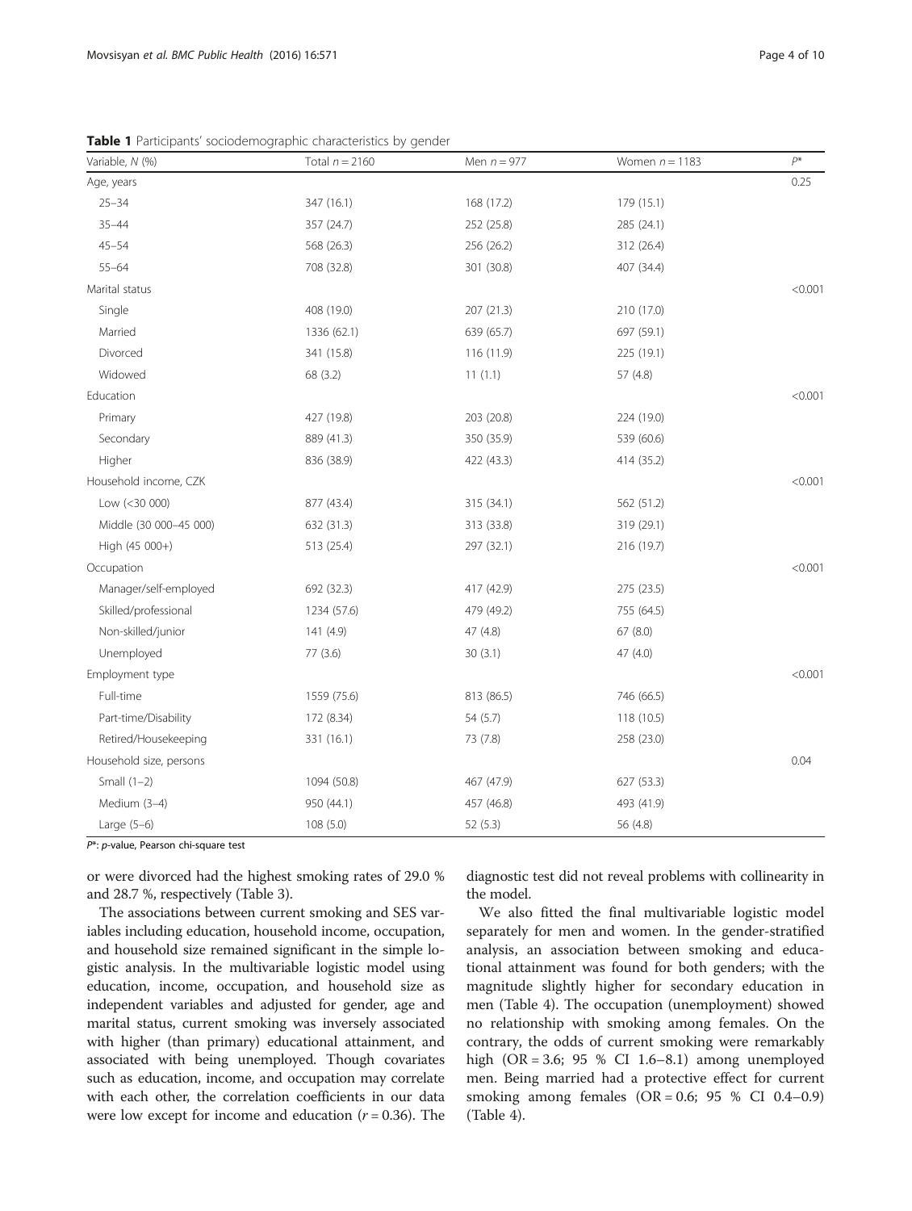**Table 1** Participants' sociodemographic characteristics by gender

| Variable, N (%) | Total $n = 2160$ | Men $n = 977$ | Women $n = 1183$ | $P$* |
|---|---|---|---|---|
| Age, years | | | | 0.25 |
| 25–34 | 347 (16.1) | 168 (17.2) | 179 (15.1) | |
| 35–44 | 357 (24.7) | 252 (25.8) | 285 (24.1) | |
| 45–54 | 568 (26.3) | 256 (26.2) | 312 (26.4) | |
| 55–64 | 708 (32.8) | 301 (30.8) | 407 (34.4) | |
| Marital status | | | | <0.001 |
| Single | 408 (19.0) | 207 (21.3) | 210 (17.0) | |
| Married | 1336 (62.1) | 639 (65.7) | 697 (59.1) | |
| Divorced | 341 (15.8) | 116 (11.9) | 225 (19.1) | |
| Widowed | 68 (3.2) | 11 (1.1) | 57 (4.8) | |
| Education | | | | <0.001 |
| Primary | 427 (19.8) | 203 (20.8) | 224 (19.0) | |
| Secondary | 889 (41.3) | 350 (35.9) | 539 (60.6) | |
| Higher | 836 (38.9) | 422 (43.3) | 414 (35.2) | |
| Household income, CZK | | | | <0.001 |
| Low (<30 000) | 877 (43.4) | 315 (34.1) | 562 (51.2) | |
| Middle (30 000–45 000) | 632 (31.3) | 313 (33.8) | 319 (29.1) | |
| High (45 000+) | 513 (25.4) | 297 (32.1) | 216 (19.7) | |
| Occupation | | | | <0.001 |
| Manager/self-employed | 692 (32.3) | 417 (42.9) | 275 (23.5) | |
| Skilled/professional | 1234 (57.6) | 479 (49.2) | 755 (64.5) | |
| Non-skilled/junior | 141 (4.9) | 47 (4.8) | 67 (8.0) | |
| Unemployed | 77 (3.6) | 30 (3.1) | 47 (4.0) | |
| Employment type | | | | <0.001 |
| Full-time | 1559 (75.6) | 813 (86.5) | 746 (66.5) | |
| Part-time/Disability | 172 (8.34) | 54 (5.7) | 118 (10.5) | |
| Retired/Housekeeping | 331 (16.1) | 73 (7.8) | 258 (23.0) | |
| Household size, persons | | | | 0.04 |
| Small (1–2) | 1094 (50.8) | 467 (47.9) | 627 (53.3) | |
| Medium (3–4) | 950 (44.1) | 457 (46.8) | 493 (41.9) | |
| Large (5–6) | 108 (5.0) | 52 (5.3) | 56 (4.8) | |

$P$*: $p$-value, Pearson chi-square test

or were divorced had the highest smoking rates of 29.0 % and 28.7 %, respectively (Table 3).

The associations between current smoking and SES variables including education, household income, occupation, and household size remained significant in the simple logistic analysis. In the multivariable logistic model using education, income, occupation, and household size as independent variables and adjusted for gender, age and marital status, current smoking was inversely associated with higher (than primary) educational attainment, and associated with being unemployed. Though covariates such as education, income, and occupation may correlate with each other, the correlation coefficients in our data were low except for income and education ($r = 0.36$). The diagnostic test did not reveal problems with collinearity in the model.

We also fitted the final multivariable logistic model separately for men and women. In the gender-stratified analysis, an association between smoking and educational attainment was found for both genders; with the magnitude slightly higher for secondary education in men (Table 4). The occupation (unemployment) showed no relationship with smoking among females. On the contrary, the odds of current smoking were remarkably high (OR = 3.6; 95 % CI 1.6–8.1) among unemployed men. Being married had a protective effect for current smoking among females (OR = 0.6; 95 % CI 0.4–0.9) (Table 4).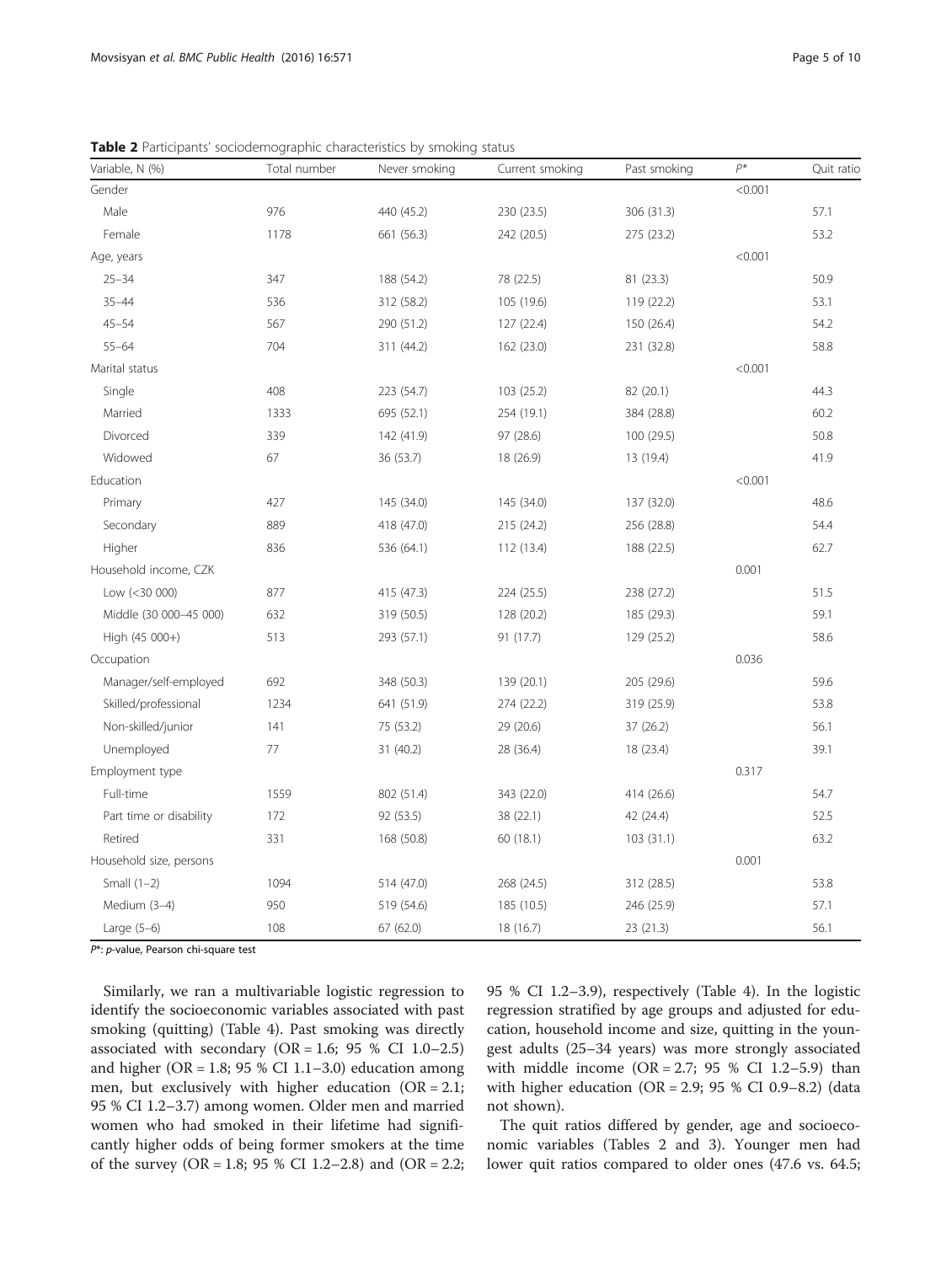**Table 2** Participants' sociodemographic characteristics by smoking status

| Variable, N (%) | Total number | Never smoking | Current smoking | Past smoking | $P$* | Quit ratio |
|---|---|---|---|---|---|---|
| Gender | | | | | <0.001 | |
| Male | 976 | 440 (45.2) | 230 (23.5) | 306 (31.3) | | 57.1 |
| Female | 1178 | 661 (56.3) | 242 (20.5) | 275 (23.2) | | 53.2 |
| Age, years | | | | | <0.001 | |
| 25–34 | 347 | 188 (54.2) | 78 (22.5) | 81 (23.3) | | 50.9 |
| 35–44 | 536 | 312 (58.2) | 105 (19.6) | 119 (22.2) | | 53.1 |
| 45–54 | 567 | 290 (51.2) | 127 (22.4) | 150 (26.4) | | 54.2 |
| 55–64 | 704 | 311 (44.2) | 162 (23.0) | 231 (32.8) | | 58.8 |
| Marital status | | | | | <0.001 | |
| Single | 408 | 223 (54.7) | 103 (25.2) | 82 (20.1) | | 44.3 |
| Married | 1333 | 695 (52.1) | 254 (19.1) | 384 (28.8) | | 60.2 |
| Divorced | 339 | 142 (41.9) | 97 (28.6) | 100 (29.5) | | 50.8 |
| Widowed | 67 | 36 (53.7) | 18 (26.9) | 13 (19.4) | | 41.9 |
| Education | | | | | <0.001 | |
| Primary | 427 | 145 (34.0) | 145 (34.0) | 137 (32.0) | | 48.6 |
| Secondary | 889 | 418 (47.0) | 215 (24.2) | 256 (28.8) | | 54.4 |
| Higher | 836 | 536 (64.1) | 112 (13.4) | 188 (22.5) | | 62.7 |
| Household income, CZK | | | | | 0.001 | |
| Low (<30 000) | 877 | 415 (47.3) | 224 (25.5) | 238 (27.2) | | 51.5 |
| Middle (30 000–45 000) | 632 | 319 (50.5) | 128 (20.2) | 185 (29.3) | | 59.1 |
| High (45 000+) | 513 | 293 (57.1) | 91 (17.7) | 129 (25.2) | | 58.6 |
| Occupation | | | | | 0.036 | |
| Manager/self-employed | 692 | 348 (50.3) | 139 (20.1) | 205 (29.6) | | 59.6 |
| Skilled/professional | 1234 | 641 (51.9) | 274 (22.2) | 319 (25.9) | | 53.8 |
| Non-skilled/junior | 141 | 75 (53.2) | 29 (20.6) | 37 (26.2) | | 56.1 |
| Unemployed | 77 | 31 (40.2) | 28 (36.4) | 18 (23.4) | | 39.1 |
| Employment type | | | | | 0.317 | |
| Full-time | 1559 | 802 (51.4) | 343 (22.0) | 414 (26.6) | | 54.7 |
| Part time or disability | 172 | 92 (53.5) | 38 (22.1) | 42 (24.4) | | 52.5 |
| Retired | 331 | 168 (50.8) | 60 (18.1) | 103 (31.1) | | 63.2 |
| Household size, persons | | | | | 0.001 | |
| Small (1–2) | 1094 | 514 (47.0) | 268 (24.5) | 312 (28.5) | | 53.8 |
| Medium (3–4) | 950 | 519 (54.6) | 185 (10.5) | 246 (25.9) | | 57.1 |
| Large (5–6) | 108 | 67 (62.0) | 18 (16.7) | 23 (21.3) | | 56.1 |

$P$*: $p$-value, Pearson chi-square test

Similarly, we ran a multivariable logistic regression to identify the socioeconomic variables associated with past smoking (quitting) (Table 4). Past smoking was directly associated with secondary (OR = 1.6; 95 % CI 1.0–2.5) and higher (OR = 1.8; 95 % CI 1.1–3.0) education among men, but exclusively with higher education (OR = 2.1; 95 % CI 1.2–3.7) among women. Older men and married women who had smoked in their lifetime had significantly higher odds of being former smokers at the time of the survey (OR = 1.8; 95 % CI 1.2–2.8) and (OR = 2.2; 95 % CI 1.2–3.9), respectively (Table 4). In the logistic regression stratified by age groups and adjusted for education, household income and size, quitting in the youngest adults (25–34 years) was more strongly associated with middle income (OR = 2.7; 95 % CI 1.2–5.9) than with higher education (OR = 2.9; 95 % CI 0.9–8.2) (data not shown).

The quit ratios differed by gender, age and socioeconomic variables (Tables 2 and 3). Younger men had lower quit ratios compared to older ones (47.6 vs. 64.5;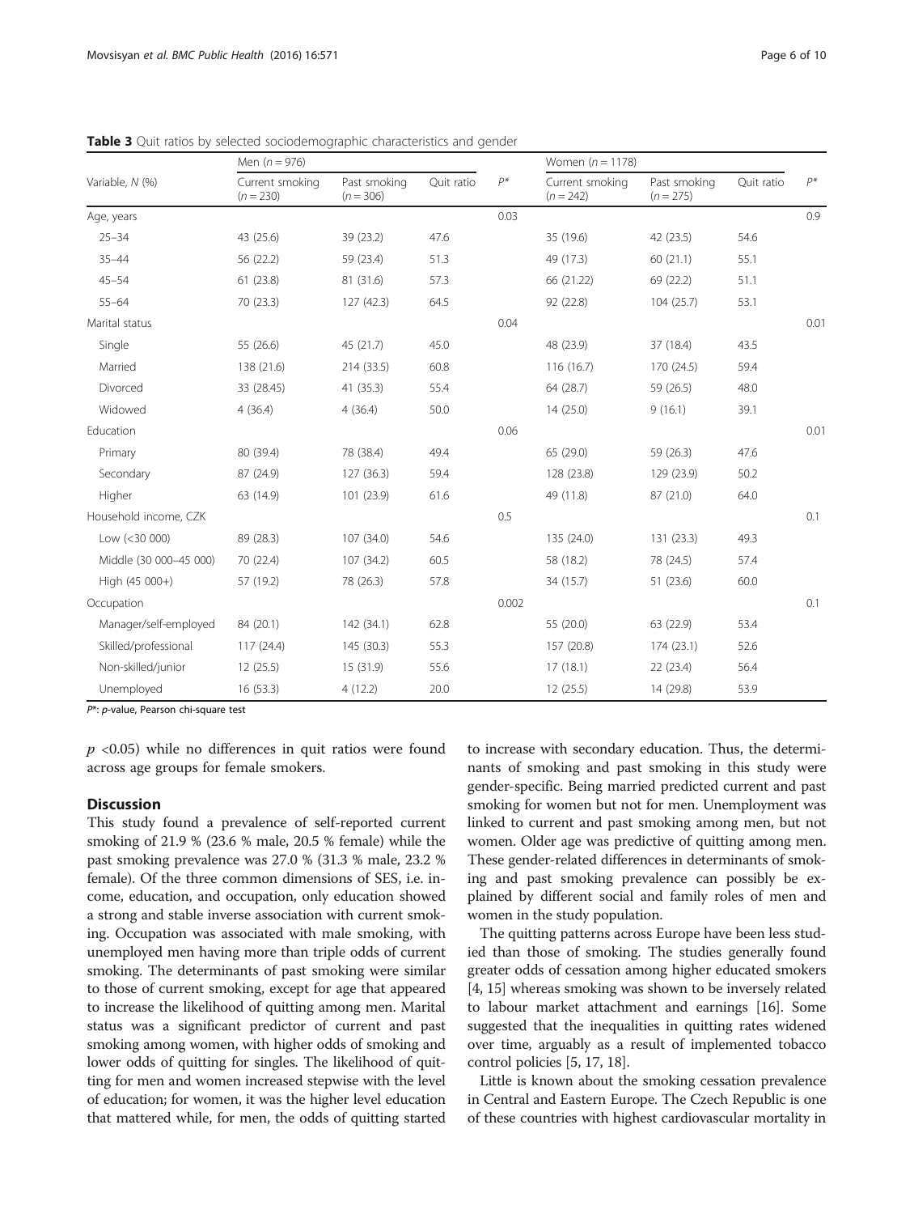**Table 3** Quit ratios by selected sociodemographic characteristics and gender

| Variable, N (%) | Men ($n = 976$) | | | | Women ($n = 1178$) | | | |
|---|---|---|---|---|---|---|---|---|
| | Current smoking ($n = 230$) | Past smoking ($n = 306$) | Quit ratio | $P^*$ | Current smoking ($n = 242$) | Past smoking ($n = 275$) | Quit ratio | $P^*$ |
| Age, years | | | | 0.03 | | | | 0.9 |
| 25–34 | 43 (25.6) | 39 (23.2) | 47.6 | | 35 (19.6) | 42 (23.5) | 54.6 | |
| 35–44 | 56 (22.2) | 59 (23.4) | 51.3 | | 49 (17.3) | 60 (21.1) | 55.1 | |
| 45–54 | 61 (23.8) | 81 (31.6) | 57.3 | | 66 (21.22) | 69 (22.2) | 51.1 | |
| 55–64 | 70 (23.3) | 127 (42.3) | 64.5 | | 92 (22.8) | 104 (25.7) | 53.1 | |
| Marital status | | | | 0.04 | | | | 0.01 |
| Single | 55 (26.6) | 45 (21.7) | 45.0 | | 48 (23.9) | 37 (18.4) | 43.5 | |
| Married | 138 (21.6) | 214 (33.5) | 60.8 | | 116 (16.7) | 170 (24.5) | 59.4 | |
| Divorced | 33 (28.45) | 41 (35.3) | 55.4 | | 64 (28.7) | 59 (26.5) | 48.0 | |
| Widowed | 4 (36.4) | 4 (36.4) | 50.0 | | 14 (25.0) | 9 (16.1) | 39.1 | |
| Education | | | | 0.06 | | | | 0.01 |
| Primary | 80 (39.4) | 78 (38.4) | 49.4 | | 65 (29.0) | 59 (26.3) | 47.6 | |
| Secondary | 87 (24.9) | 127 (36.3) | 59.4 | | 128 (23.8) | 129 (23.9) | 50.2 | |
| Higher | 63 (14.9) | 101 (23.9) | 61.6 | | 49 (11.8) | 87 (21.0) | 64.0 | |
| Household income, CZK | | | | 0.5 | | | | 0.1 |
| Low (<30 000) | 89 (28.3) | 107 (34.0) | 54.6 | | 135 (24.0) | 131 (23.3) | 49.3 | |
| Middle (30 000–45 000) | 70 (22.4) | 107 (34.2) | 60.5 | | 58 (18.2) | 78 (24.5) | 57.4 | |
| High (45 000+) | 57 (19.2) | 78 (26.3) | 57.8 | | 34 (15.7) | 51 (23.6) | 60.0 | |
| Occupation | | | | 0.002 | | | | 0.1 |
| Manager/self-employed | 84 (20.1) | 142 (34.1) | 62.8 | | 55 (20.0) | 63 (22.9) | 53.4 | |
| Skilled/professional | 117 (24.4) | 145 (30.3) | 55.3 | | 157 (20.8) | 174 (23.1) | 52.6 | |
| Non-skilled/junior | 12 (25.5) | 15 (31.9) | 55.6 | | 17 (18.1) | 22 (23.4) | 56.4 | |
| Unemployed | 16 (53.3) | 4 (12.2) | 20.0 | | 12 (25.5) | 14 (29.8) | 53.9 | |

$P^*$: *p*-value, Pearson chi-square test

$p < 0.05$) while no differences in quit ratios were found across age groups for female smokers.

## Discussion

This study found a prevalence of self-reported current smoking of 21.9 % (23.6 % male, 20.5 % female) while the past smoking prevalence was 27.0 % (31.3 % male, 23.2 % female). Of the three common dimensions of SES, i.e. income, education, and occupation, only education showed a strong and stable inverse association with current smoking. Occupation was associated with male smoking, with unemployed men having more than triple odds of current smoking. The determinants of past smoking were similar to those of current smoking, except for age that appeared to increase the likelihood of quitting among men. Marital status was a significant predictor of current and past smoking among women, with higher odds of smoking and lower odds of quitting for singles. The likelihood of quitting for men and women increased stepwise with the level of education; for women, it was the higher level education that mattered while, for men, the odds of quitting started to increase with secondary education. Thus, the determinants of smoking and past smoking in this study were gender-specific. Being married predicted current and past smoking for women but not for men. Unemployment was linked to current and past smoking among men, but not women. Older age was predictive of quitting among men. These gender-related differences in determinants of smoking and past smoking prevalence can possibly be explained by different social and family roles of men and women in the study population.

The quitting patterns across Europe have been less studied than those of smoking. The studies generally found greater odds of cessation among higher educated smokers [4, 15] whereas smoking was shown to be inversely related to labour market attachment and earnings [16]. Some suggested that the inequalities in quitting rates widened over time, arguably as a result of implemented tobacco control policies [5, 17, 18].

Little is known about the smoking cessation prevalence in Central and Eastern Europe. The Czech Republic is one of these countries with highest cardiovascular mortality in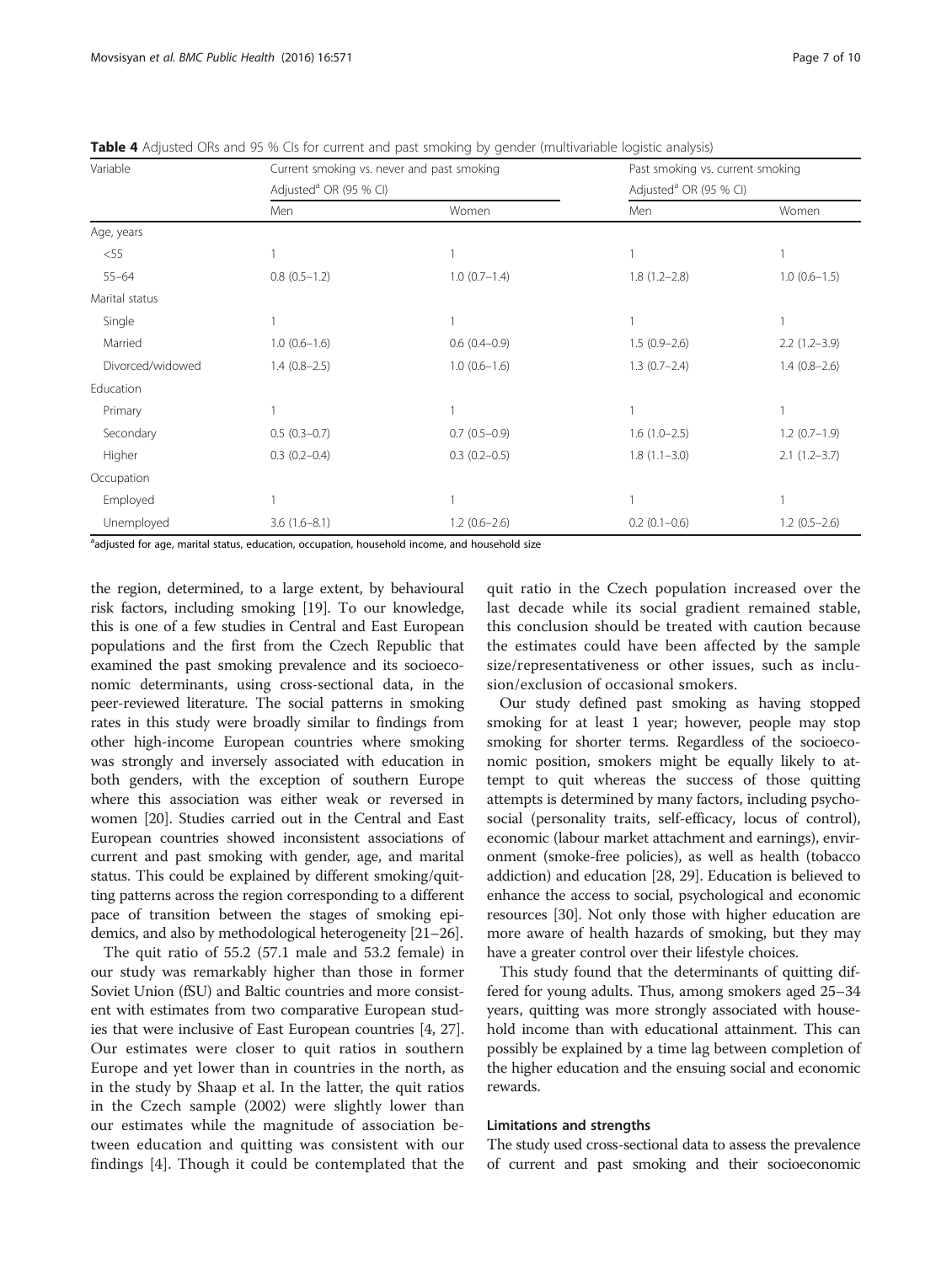**Table 4** Adjusted ORs and 95 % CIs for current and past smoking by gender (multivariable logistic analysis)

| Variable | Current smoking vs. never and past smoking | | Past smoking vs. current smoking | |
|---|---|---|---|---|
| | Adjusted[a] OR (95 % CI) | | Adjusted[a] OR (95 % CI) | |
| | Men | Women | Men | Women |
| Age, years | | | | |
| <55 | 1 | 1 | 1 | 1 |
| 55–64 | 0.8 (0.5–1.2) | 1.0 (0.7–1.4) | 1.8 (1.2–2.8) | 1.0 (0.6–1.5) |
| Marital status | | | | |
| Single | 1 | 1 | 1 | 1 |
| Married | 1.0 (0.6–1.6) | 0.6 (0.4–0.9) | 1.5 (0.9–2.6) | 2.2 (1.2–3.9) |
| Divorced/widowed | 1.4 (0.8–2.5) | 1.0 (0.6–1.6) | 1.3 (0.7–2.4) | 1.4 (0.8–2.6) |
| Education | | | | |
| Primary | 1 | 1 | 1 | 1 |
| Secondary | 0.5 (0.3–0.7) | 0.7 (0.5–0.9) | 1.6 (1.0–2.5) | 1.2 (0.7–1.9) |
| Higher | 0.3 (0.2–0.4) | 0.3 (0.2–0.5) | 1.8 (1.1–3.0) | 2.1 (1.2–3.7) |
| Occupation | | | | |
| Employed | 1 | 1 | 1 | 1 |
| Unemployed | 3.6 (1.6–8.1) | 1.2 (0.6–2.6) | 0.2 (0.1–0.6) | 1.2 (0.5–2.6) |

[a]adjusted for age, marital status, education, occupation, household income, and household size

the region, determined, to a large extent, by behavioural risk factors, including smoking [19]. To our knowledge, this is one of a few studies in Central and East European populations and the first from the Czech Republic that examined the past smoking prevalence and its socioeconomic determinants, using cross-sectional data, in the peer-reviewed literature. The social patterns in smoking rates in this study were broadly similar to findings from other high-income European countries where smoking was strongly and inversely associated with education in both genders, with the exception of southern Europe where this association was either weak or reversed in women [20]. Studies carried out in the Central and East European countries showed inconsistent associations of current and past smoking with gender, age, and marital status. This could be explained by different smoking/quitting patterns across the region corresponding to a different pace of transition between the stages of smoking epidemics, and also by methodological heterogeneity [21–26].

The quit ratio of 55.2 (57.1 male and 53.2 female) in our study was remarkably higher than those in former Soviet Union (fSU) and Baltic countries and more consistent with estimates from two comparative European studies that were inclusive of East European countries [4, 27]. Our estimates were closer to quit ratios in southern Europe and yet lower than in countries in the north, as in the study by Shaap et al. In the latter, the quit ratios in the Czech sample (2002) were slightly lower than our estimates while the magnitude of association between education and quitting was consistent with our findings [4]. Though it could be contemplated that the quit ratio in the Czech population increased over the last decade while its social gradient remained stable, this conclusion should be treated with caution because the estimates could have been affected by the sample size/representativeness or other issues, such as inclusion/exclusion of occasional smokers.

Our study defined past smoking as having stopped smoking for at least 1 year; however, people may stop smoking for shorter terms. Regardless of the socioeconomic position, smokers might be equally likely to attempt to quit whereas the success of those quitting attempts is determined by many factors, including psychosocial (personality traits, self-efficacy, locus of control), economic (labour market attachment and earnings), environment (smoke-free policies), as well as health (tobacco addiction) and education [28, 29]. Education is believed to enhance the access to social, psychological and economic resources [30]. Not only those with higher education are more aware of health hazards of smoking, but they may have a greater control over their lifestyle choices.

This study found that the determinants of quitting differed for young adults. Thus, among smokers aged 25–34 years, quitting was more strongly associated with household income than with educational attainment. This can possibly be explained by a time lag between completion of the higher education and the ensuing social and economic rewards.

### Limitations and strengths

The study used cross-sectional data to assess the prevalence of current and past smoking and their socioeconomic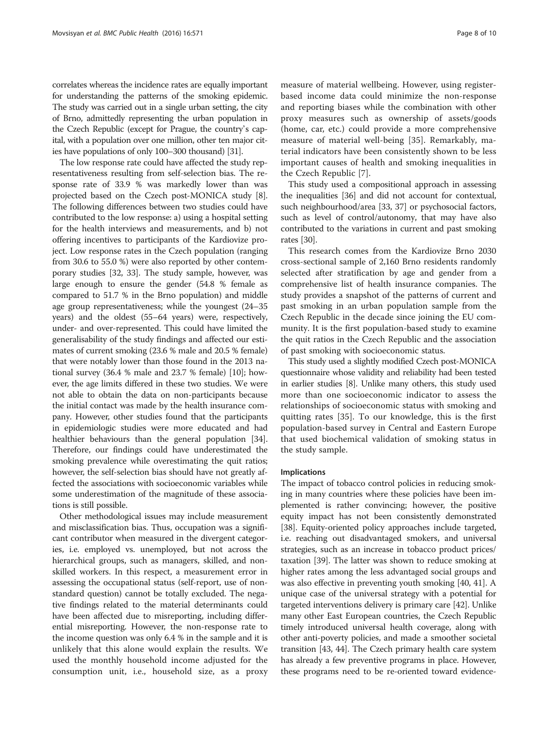correlates whereas the incidence rates are equally important for understanding the patterns of the smoking epidemic. The study was carried out in a single urban setting, the city of Brno, admittedly representing the urban population in the Czech Republic (except for Prague, the country's capital, with a population over one million, other ten major cities have populations of only 100–300 thousand) [31].

The low response rate could have affected the study representativeness resulting from self-selection bias. The response rate of 33.9 % was markedly lower than was projected based on the Czech post-MONICA study [8]. The following differences between two studies could have contributed to the low response: a) using a hospital setting for the health interviews and measurements, and b) not offering incentives to participants of the Kardiovize project. Low response rates in the Czech population (ranging from 30.6 to 55.0 %) were also reported by other contemporary studies [32, 33]. The study sample, however, was large enough to ensure the gender (54.8 % female as compared to 51.7 % in the Brno population) and middle age group representativeness; while the youngest (24–35 years) and the oldest (55–64 years) were, respectively, under- and over-represented. This could have limited the generalisability of the study findings and affected our estimates of current smoking (23.6 % male and 20.5 % female) that were notably lower than those found in the 2013 national survey (36.4 % male and 23.7 % female) [10]; however, the age limits differed in these two studies. We were not able to obtain the data on non-participants because the initial contact was made by the health insurance company. However, other studies found that the participants in epidemiologic studies were more educated and had healthier behaviours than the general population [34]. Therefore, our findings could have underestimated the smoking prevalence while overestimating the quit ratios; however, the self-selection bias should have not greatly affected the associations with socioeconomic variables while some underestimation of the magnitude of these associations is still possible.

Other methodological issues may include measurement and misclassification bias. Thus, occupation was a significant contributor when measured in the divergent categories, i.e. employed vs. unemployed, but not across the hierarchical groups, such as managers, skilled, and non-skilled workers. In this respect, a measurement error in assessing the occupational status (self-report, use of non-standard question) cannot be totally excluded. The negative findings related to the material determinants could have been affected due to misreporting, including differential misreporting. However, the non-response rate to the income question was only 6.4 % in the sample and it is unlikely that this alone would explain the results. We used the monthly household income adjusted for the consumption unit, i.e., household size, as a proxy measure of material wellbeing. However, using register-based income data could minimize the non-response and reporting biases while the combination with other proxy measures such as ownership of assets/goods (home, car, etc.) could provide a more comprehensive measure of material well-being [35]. Remarkably, material indicators have been consistently shown to be less important causes of health and smoking inequalities in the Czech Republic [7].

This study used a compositional approach in assessing the inequalities [36] and did not account for contextual, such neighbourhood/area [33, 37] or psychosocial factors, such as level of control/autonomy, that may have also contributed to the variations in current and past smoking rates [30].

This research comes from the Kardiovize Brno 2030 cross-sectional sample of 2,160 Brno residents randomly selected after stratification by age and gender from a comprehensive list of health insurance companies. The study provides a snapshot of the patterns of current and past smoking in an urban population sample from the Czech Republic in the decade since joining the EU community. It is the first population-based study to examine the quit ratios in the Czech Republic and the association of past smoking with socioeconomic status.

This study used a slightly modified Czech post-MONICA questionnaire whose validity and reliability had been tested in earlier studies [8]. Unlike many others, this study used more than one socioeconomic indicator to assess the relationships of socioeconomic status with smoking and quitting rates [35]. To our knowledge, this is the first population-based survey in Central and Eastern Europe that used biochemical validation of smoking status in the study sample.

### Implications

The impact of tobacco control policies in reducing smoking in many countries where these policies have been implemented is rather convincing; however, the positive equity impact has not been consistently demonstrated [38]. Equity-oriented policy approaches include targeted, i.e. reaching out disadvantaged smokers, and universal strategies, such as an increase in tobacco product prices/taxation [39]. The latter was shown to reduce smoking at higher rates among the less advantaged social groups and was also effective in preventing youth smoking [40, 41]. A unique case of the universal strategy with a potential for targeted interventions delivery is primary care [42]. Unlike many other East European countries, the Czech Republic timely introduced universal health coverage, along with other anti-poverty policies, and made a smoother societal transition [43, 44]. The Czech primary health care system has already a few preventive programs in place. However, these programs need to be re-oriented toward evidence-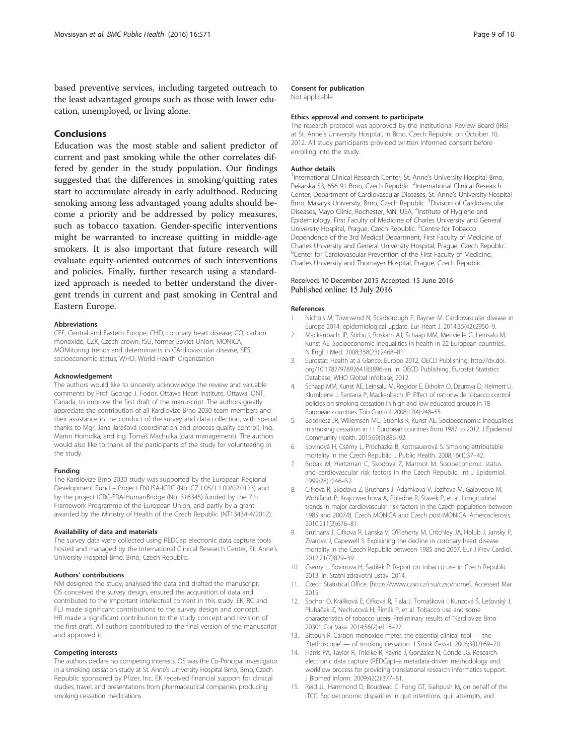based preventive services, including targeted outreach to the least advantaged groups such as those with lower education, unemployed, or living alone.

## Conclusions

Education was the most stable and salient predictor of current and past smoking while the other correlates differed by gender in the study population. Our findings suggested that the differences in smoking/quitting rates start to accumulate already in early adulthood. Reducing smoking among less advantaged young adults should become a priority and be addressed by policy measures, such as tobacco taxation. Gender-specific interventions might be warranted to increase quitting in middle-age smokers. It is also important that future research will evaluate equity-oriented outcomes of such interventions and policies. Finally, further research using a standardized approach is needed to better understand the divergent trends in current and past smoking in Central and Eastern Europe.

### Abbreviations

CEE, Central and Eastern Europe; CHD, coronary heart disease; CO, carbon monoxide; CZK, Czech crown; fSU, former Soviet Union; MONICA, MONItoring trends and determinants in CArdiovascular disease; SES, socioeconomic status; WHO, World Health Organization

### Acknowledgement

The authors would like to sincerely acknowledge the review and valuable comments by Prof. George J. Fodor, Ottawa Heart Institute, Ottawa, ONT, Canada, to improve the first draft of the manuscript. The authors greatly appreciate the contribution of all Kardiovize Brno 2030 team members and their assistance in the conduct of the survey and data collection, with special thanks to Mgr. Jana Jarešová (coordination and process quality control), Ing. Martin Homolka, and Ing. Tomáš Machulka (data management). The authors would also like to thank all the participants of the study for volunteering in the study.

### Funding

The Kardiovize Brno 2030 study was supported by the European Regional Development Fund – Project FNUSA-ICRC (No. CZ.1.05/1.1.00/02.0123) and by the project ICRC-ERA-HumanBridge (No. 316345) funded by the 7th Framework Programme of the European Union, and partly by a grant awarded by the Ministry of Health of the Czech Republic (NT13434-4/2012).

### Availability of data and materials

The survey data were collected using REDCap electronic data capture tools hosted and managed by the International Clinical Research Center, St. Anne's University Hospital Brno, Brno, Czech Republic.

### Authors' contributions

NM designed the study, analysed the data and drafted the manuscript. OS conceived the survey design, ensured the acquisition of data and contributed to the important intellectual content in this study. EK, RC and FLJ made significant contributions to the survey design and concept. HR made a significant contribution to the study concept and revision of the first draft. All authors contributed to the final version of the manuscript and approved it.

### Competing interests

The authors declare no competing interests. OS was the Co-Principal Investigator in a smoking cessation study at St. Anne's University Hospital Brno, Brno, Czech Republic sponsored by Pfizer, Inc. EK received financial support for clinical studies, travel, and presentations from pharmaceutical companies producing smoking cessation medications.

### Consent for publication

Not applicable.

### Ethics approval and consent to participate

The research protocol was approved by the Institutional Review Board (IRB) at St. Anne's University Hospital, in Brno, Czech Republic on October 10, 2012. All study participants provided written informed consent before enrolling into the study.

### Author details

[1]International Clinical Research Center, St. Anne's University Hospital Brno, Pekarska 53, 656 91 Brno, Czech Republic. [2]International Clinical Research Center, Department of Cardiovascular Diseases, St. Anne's University Hospital Brno, Masaryk University, Brno, Czech Republic. [3]Division of Cardiovascular Diseases, Mayo Clinic, Rochester, MN, USA. [4]Institute of Hygiene and Epidemiology, First Faculty of Medicine of Charles University and General University Hospital, Prague, Czech Republic. [5]Centre for Tobacco Dependence of the 3rd Medical Department, First Faculty of Medicine of Charles University and General University Hospital, Prague, Czech Republic. [6]Center for Cardiovascular Prevention of the First Faculty of Medicine, Charles University and Thomayer Hospital, Prague, Czech Republic.

Received: 10 December 2015 Accepted: 15 June 2016
Published online: 15 July 2016

### References

1. Nichols M, Townsend N, Scarborough P, Rayner M. Cardiovascular disease in Europe 2014: epidemiological update. Eur Heart J. 2014;35(42):2950–9.
2. Mackenbach JP, Stirbu I, Roskam AJ, Schaap MM, Menvielle G, Leinsalu M, Kunst AE. Socioeconomic inequalities in health in 22 European countries. N Engl J Med. 2008;358(23):2468–81.
3. Eurostat: Health at a Glance: Europe 2012, OECD Publishing. http://dx.doi.org/10.1787/9789264183896-en. In: OECD Publishing. Eurostat Statistics Database; WHO Global Infobase; 2012.
4. Schaap MM, Kunst AE, Leinsalu M, Regidor E, Ekholm O, Dzurova D, Helmert U, Klumbiene J, Santana P, Mackenbach JP. Effect of nationwide tobacco control policies on smoking cessation in high and low educated groups in 18 European countries. Tob Control. 2008;17(4):248–55.
5. Bosdriesz JR, Willemsen MC, Stronks K, Kunst AE. Socioeconomic inequalities in smoking cessation in 11 European countries from 1987 to 2012. J Epidemiol Community Health. 2015;69(9):886–92.
6. Sovinová H, Csémy L, Procházka B, Kottnauerová S. Smoking-attributable mortality in the Czech Republic. J Public Health. 2008;16(1):37–42.
7. Bobak M, Hertzman C, Skodova Z, Marmot M. Socioeconomic status and cardiovascular risk factors in the Czech Republic. Int J Epidemiol. 1999;28(1):46–52.
8. Cifkova R, Skodova Z, Bruthans J, Adamkova V, Jozifova M, Galovcova M, Wohlfahrt P, Krajcoviechova A, Poledne R, Stavek P, et al. Longitudinal trends in major cardiovascular risk factors in the Czech population between 1985 and 2007/8. Czech MONICA and Czech post-MONICA. Atherosclerosis. 2010;211(2):676–81.
9. Bruthans J, Cifkova R, Lanska V, O'Flaherty M, Critchley JA, Holub J, Jansky P, Zvarova J, Capewell S. Explaining the decline in coronary heart disease mortality in the Czech Republic between 1985 and 2007. Eur J Prev Cardiol. 2012;21(7):829–39.
10. Csemy L, Sovinova H, Sadilek P. Report on tobacco use in Czech Republic 2013. In: Statni zdravotni ustav. 2014.
11. Czech Statistical Office. [https://www.czso.cz/csu/czso/home]. Accessed Mar 2015.
12. Sochor O, Králíková E, Cífková R, Fiala J, Tomášková I, Kunzová Š, Lešovský J, Pluháček Z, Nechutová H, Řimák P, et al. Tobacco use and some characteristics of tobacco users. Preliminary results of "Kardiovize Brno 2030". Cor Vasa. 2014;56(2):e118–27.
13. Bittoun R. Carbon monoxide meter: the essential clinical tool — the 'Stethoscope' — of smoking cessation. J Smok Cessat. 2008;3(02):69–70.
14. Harris PA, Taylor R, Thielke R, Payne J, Gonzalez N, Conde JG. Research electronic data capture (REDCap)–a metadata-driven methodology and workflow process for providing translational research informatics support. J Biomed Inform. 2009;42(2):377–81.
15. Reid JL, Hammond D, Boudreau C, Fong GT, Siahpush M, on behalf of the ITCC. Socioeconomic disparities in quit intentions, quit attempts, and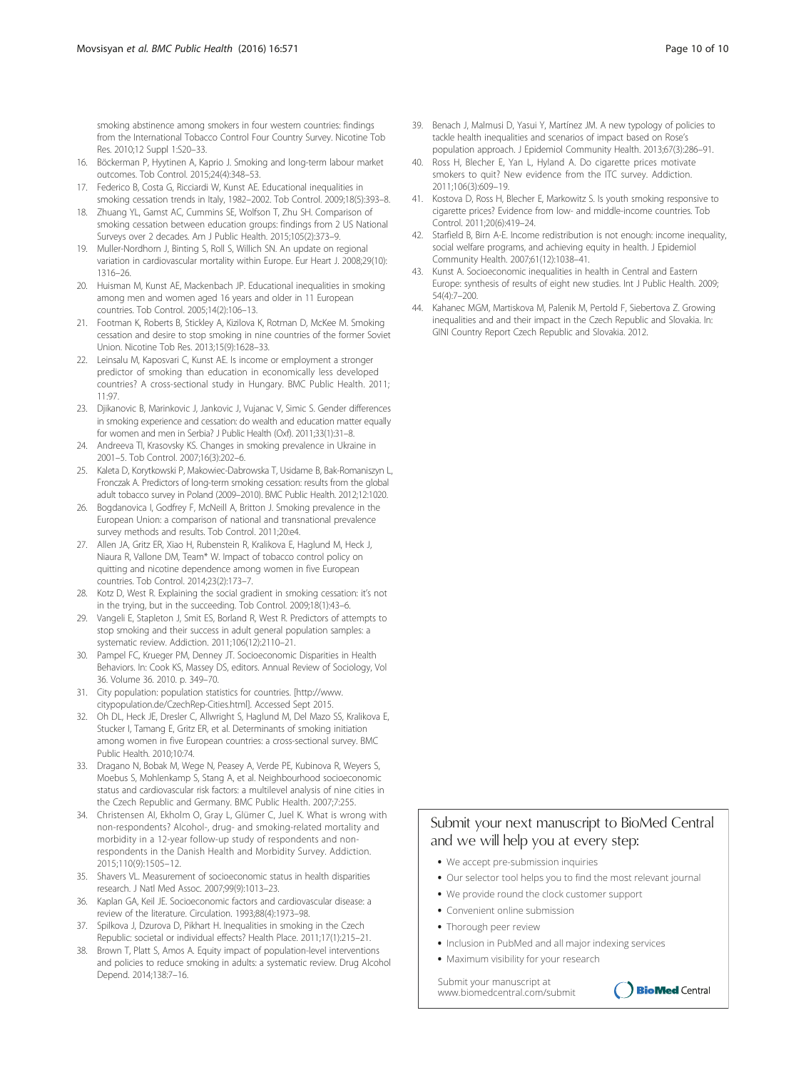smoking abstinence among smokers in four western countries: findings from the International Tobacco Control Four Country Survey. Nicotine Tob Res. 2010;12 Suppl 1:S20–33.

16. Böckerman P, Hyytinen A, Kaprio J. Smoking and long-term labour market outcomes. Tob Control. 2015;24(4):348–53.
17. Federico B, Costa G, Ricciardi W, Kunst AE. Educational inequalities in smoking cessation trends in Italy, 1982–2002. Tob Control. 2009;18(5):393–8.
18. Zhuang YL, Gamst AC, Cummins SE, Wolfson T, Zhu SH. Comparison of smoking cessation between education groups: findings from 2 US National Surveys over 2 decades. Am J Public Health. 2015;105(2):373–9.
19. Muller-Nordhorn J, Binting S, Roll S, Willich SN. An update on regional variation in cardiovascular mortality within Europe. Eur Heart J. 2008;29(10): 1316–26.
20. Huisman M, Kunst AE, Mackenbach JP. Educational inequalities in smoking among men and women aged 16 years and older in 11 European countries. Tob Control. 2005;14(2):106–13.
21. Footman K, Roberts B, Stickley A, Kizilova K, Rotman D, McKee M. Smoking cessation and desire to stop smoking in nine countries of the former Soviet Union. Nicotine Tob Res. 2013;15(9):1628–33.
22. Leinsalu M, Kaposvari C, Kunst AE. Is income or employment a stronger predictor of smoking than education in economically less developed countries? A cross-sectional study in Hungary. BMC Public Health. 2011; 11:97.
23. Djikanovic B, Marinkovic J, Jankovic J, Vujanac V, Simic S. Gender differences in smoking experience and cessation: do wealth and education matter equally for women and men in Serbia? J Public Health (Oxf). 2011;33(1):31–8.
24. Andreeva TI, Krasovsky KS. Changes in smoking prevalence in Ukraine in 2001–5. Tob Control. 2007;16(3):202–6.
25. Kaleta D, Korytkowski P, Makowiec-Dabrowska T, Usidame B, Bak-Romaniszyn L, Fronczak A. Predictors of long-term smoking cessation: results from the global adult tobacco survey in Poland (2009–2010). BMC Public Health. 2012;12:1020.
26. Bogdanovica I, Godfrey F, McNeill A, Britton J. Smoking prevalence in the European Union: a comparison of national and transnational prevalence survey methods and results. Tob Control. 2011;20:e4.
27. Allen JA, Gritz ER, Xiao H, Rubenstein R, Kralikova E, Haglund M, Heck J, Niaura R, Vallone DM, Team* W. Impact of tobacco control policy on quitting and nicotine dependence among women in five European countries. Tob Control. 2014;23(2):173–7.
28. Kotz D, West R. Explaining the social gradient in smoking cessation: it's not in the trying, but in the succeeding. Tob Control. 2009;18(1):43–6.
29. Vangeli E, Stapleton J, Smit ES, Borland R, West R. Predictors of attempts to stop smoking and their success in adult general population samples: a systematic review. Addiction. 2011;106(12):2110–21.
30. Pampel FC, Krueger PM, Denney JT. Socioeconomic Disparities in Health Behaviors. In: Cook KS, Massey DS, editors. Annual Review of Sociology, Vol 36. Volume 36. 2010. p. 349–70.
31. City population: population statistics for countries. [http://www.citypopulation.de/CzechRep-Cities.html]. Accessed Sept 2015.
32. Oh DL, Heck JE, Dresler C, Allwright S, Haglund M, Del Mazo SS, Kralikova E, Stucker I, Tamang E, Gritz ER, et al. Determinants of smoking initiation among women in five European countries: a cross-sectional survey. BMC Public Health. 2010;10:74.
33. Dragano N, Bobak M, Wege N, Peasey A, Verde PE, Kubinova R, Weyers S, Moebus S, Mohlenkamp S, Stang A, et al. Neighbourhood socioeconomic status and cardiovascular risk factors: a multilevel analysis of nine cities in the Czech Republic and Germany. BMC Public Health. 2007;7:255.
34. Christensen AI, Ekholm O, Gray L, Glümer C, Juel K. What is wrong with non-respondents? Alcohol-, drug- and smoking-related mortality and morbidity in a 12-year follow-up study of respondents and non-respondents in the Danish Health and Morbidity Survey. Addiction. 2015;110(9):1505–12.
35. Shavers VL. Measurement of socioeconomic status in health disparities research. J Natl Med Assoc. 2007;99(9):1013–23.
36. Kaplan GA, Keil JE. Socioeconomic factors and cardiovascular disease: a review of the literature. Circulation. 1993;88(4):1973–98.
37. Spilkova J, Dzurova D, Pikhart H. Inequalities in smoking in the Czech Republic: societal or individual effects? Health Place. 2011;17(1):215–21.
38. Brown T, Platt S, Amos A. Equity impact of population-level interventions and policies to reduce smoking in adults: a systematic review. Drug Alcohol Depend. 2014;138:7–16.
39. Benach J, Malmusi D, Yasui Y, Martínez JM. A new typology of policies to tackle health inequalities and scenarios of impact based on Rose's population approach. J Epidemiol Community Health. 2013;67(3):286–91.
40. Ross H, Blecher E, Yan L, Hyland A. Do cigarette prices motivate smokers to quit? New evidence from the ITC survey. Addiction. 2011;106(3):609–19.
41. Kostova D, Ross H, Blecher E, Markowitz S. Is youth smoking responsive to cigarette prices? Evidence from low- and middle-income countries. Tob Control. 2011;20(6):419–24.
42. Starfield B, Birn A-E. Income redistribution is not enough: income inequality, social welfare programs, and achieving equity in health. J Epidemiol Community Health. 2007;61(12):1038–41.
43. Kunst A. Socioeconomic inequalities in health in Central and Eastern Europe: synthesis of results of eight new studies. Int J Public Health. 2009; 54(4):7–200.
44. Kahanec MGM, Martiskova M, Palenik M, Pertold F, Siebertova Z. Growing inequalities and their impact in the Czech Republic and Slovakia. In: GINI Country Report Czech Republic and Slovakia. 2012.

Submit your next manuscript to BioMed Central and we will help you at every step:

- We accept pre-submission inquiries
- Our selector tool helps you to find the most relevant journal
- We provide round the clock customer support
- Convenient online submission
- Thorough peer review
- Inclusion in PubMed and all major indexing services
- Maximum visibility for your research

Submit your manuscript at www.biomedcentral.com/submit

BioMed Central